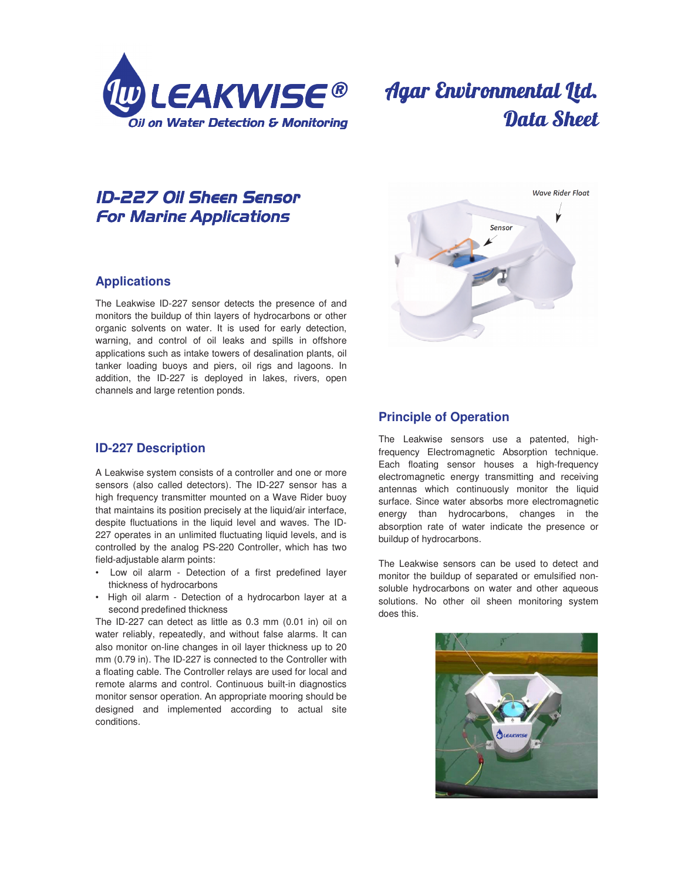LEAKWISE®

Oil on Water Detection & Monitoring

Agar Environmental Ltd.
Data Sheet

# ID-227 Oil Sheen Sensor For Marine Applications

## Applications

The Leakwise ID-227 sensor detects the presence of and monitors the buildup of thin layers of hydrocarbons or other organic solvents on water. It is used for early detection, warning, and control of oil leaks and spills in offshore applications such as intake towers of desalination plants, oil tanker loading buoys and piers, oil rigs and lagoons. In addition, the ID-227 is deployed in lakes, rivers, open channels and large retention ponds.

## ID-227 Description

A Leakwise system consists of a controller and one or more sensors (also called detectors). The ID-227 sensor has a high frequency transmitter mounted on a Wave Rider buoy that maintains its position precisely at the liquid/air interface, despite fluctuations in the liquid level and waves. The ID-227 operates in an unlimited fluctuating liquid levels, and is controlled by the analog PS-220 Controller, which has two field-adjustable alarm points:

- Low oil alarm - Detection of a first predefined layer thickness of hydrocarbons
- High oil alarm - Detection of a hydrocarbon layer at a second predefined thickness

The ID-227 can detect as little as 0.3 mm (0.01 in) oil on water reliably, repeatedly, and without false alarms. It can also monitor on-line changes in oil layer thickness up to 20 mm (0.79 in). The ID-227 is connected to the Controller with a floating cable. The Controller relays are used for local and remote alarms and control. Continuous built-in diagnostics monitor sensor operation. An appropriate mooring should be designed and implemented according to actual site conditions.

Wave Rider Float

Sensor

## Principle of Operation

The Leakwise sensors use a patented, high-frequency Electromagnetic Absorption technique. Each floating sensor houses a high-frequency electromagnetic energy transmitting and receiving antennas which continuously monitor the liquid surface. Since water absorbs more electromagnetic energy than hydrocarbons, changes in the absorption rate of water indicate the presence or buildup of hydrocarbons.

The Leakwise sensors can be used to detect and monitor the buildup of separated or emulsified non-soluble hydrocarbons on water and other aqueous solutions. No other oil sheen monitoring system does this.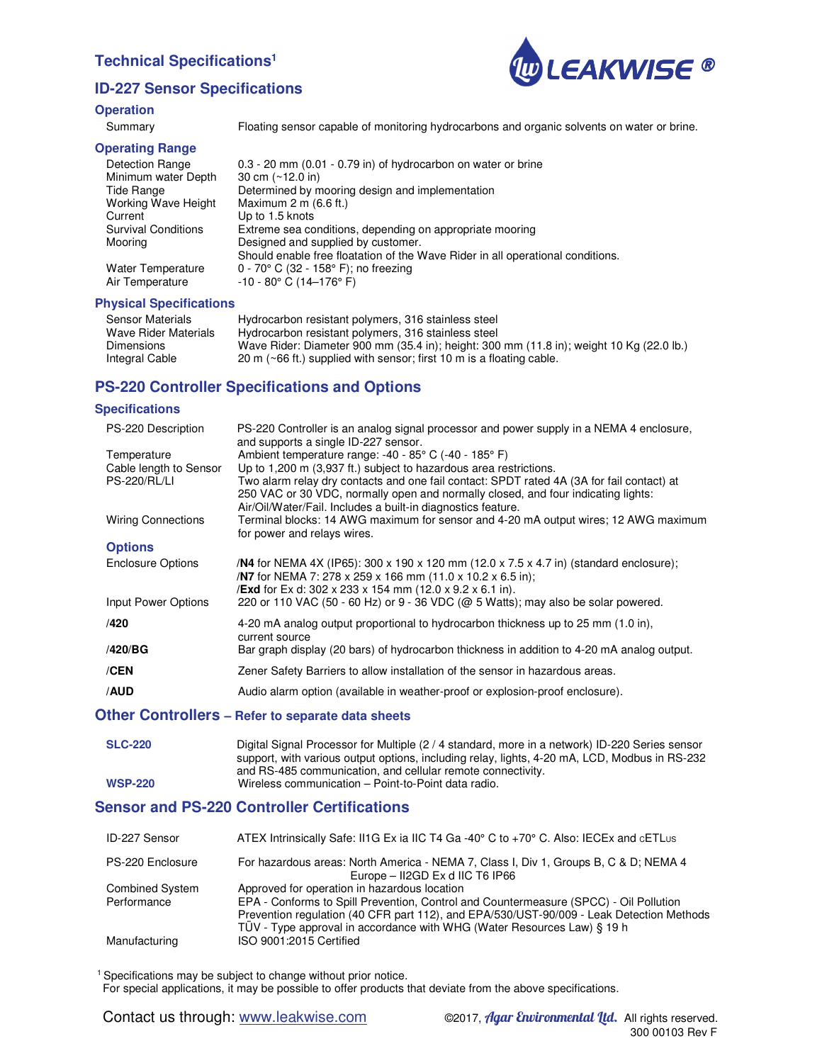# Technical Specifications[1]

LEAKWISE ®

## ID-227 Sensor Specifications

### Operation

| | |
|---|---|
| Summary | Floating sensor capable of monitoring hydrocarbons and organic solvents on water or brine. |

### Operating Range

| | |
|---|---|
| Detection Range | 0.3 - 20 mm (0.01 - 0.79 in) of hydrocarbon on water or brine |
| Minimum water Depth | 30 cm (~12.0 in) |
| Tide Range | Determined by mooring design and implementation |
| Working Wave Height | Maximum 2 m (6.6 ft.) |
| Current | Up to 1.5 knots |
| Survival Conditions | Extreme sea conditions, depending on appropriate mooring |
| Mooring | Designed and supplied by customer. Should enable free floatation of the Wave Rider in all operational conditions. |
| Water Temperature | 0 - 70° C (32 - 158° F); no freezing |
| Air Temperature | -10 - 80° C (14–176° F) |

### Physical Specifications

| | |
|---|---|
| Sensor Materials | Hydrocarbon resistant polymers, 316 stainless steel |
| Wave Rider Materials | Hydrocarbon resistant polymers, 316 stainless steel |
| Dimensions | Wave Rider: Diameter 900 mm (35.4 in); height: 300 mm (11.8 in); weight 10 Kg (22.0 lb.) |
| Integral Cable | 20 m (~66 ft.) supplied with sensor; first 10 m is a floating cable. |

## PS-220 Controller Specifications and Options

### Specifications

| | |
|---|---|
| PS-220 Description | PS-220 Controller is an analog signal processor and power supply in a NEMA 4 enclosure, and supports a single ID-227 sensor. |
| Temperature | Ambient temperature range: -40 - 85° C (-40 - 185° F) |
| Cable length to Sensor | Up to 1,200 m (3,937 ft.) subject to hazardous area restrictions. |
| PS-220/RL/LI | Two alarm relay dry contacts and one fail contact: SPDT rated 4A (3A for fail contact) at 250 VAC or 30 VDC, normally open and normally closed, and four indicating lights: Air/Oil/Water/Fail. Includes a built-in diagnostics feature. |
| Wiring Connections | Terminal blocks: 14 AWG maximum for sensor and 4-20 mA output wires; 12 AWG maximum for power and relays wires. |

### Options

| | |
|---|---|
| Enclosure Options | **/N4** for NEMA 4X (IP65): 300 x 190 x 120 mm (12.0 x 7.5 x 4.7 in) (standard enclosure); **/N7** for NEMA 7: 278 x 259 x 166 mm (11.0 x 10.2 x 6.5 in); **/Exd** for Ex d: 302 x 233 x 154 mm (12.0 x 9.2 x 6.1 in). |
| Input Power Options | 220 or 110 VAC (50 - 60 Hz) or 9 - 36 VDC (@ 5 Watts); may also be solar powered. |
| **/420** | 4-20 mA analog output proportional to hydrocarbon thickness up to 25 mm (1.0 in), current source |
| **/420/BG** | Bar graph display (20 bars) of hydrocarbon thickness in addition to 4-20 mA analog output. |
| **/CEN** | Zener Safety Barriers to allow installation of the sensor in hazardous areas. |
| **/AUD** | Audio alarm option (available in weather-proof or explosion-proof enclosure). |

## Other Controllers – Refer to separate data sheets

| | |
|---|---|
| **SLC-220** | Digital Signal Processor for Multiple (2 / 4 standard, more in a network) ID-220 Series sensor support, with various output options, including relay, lights, 4-20 mA, LCD, Modbus in RS-232 and RS-485 communication, and cellular remote connectivity. |
| **WSP-220** | Wireless communication – Point-to-Point data radio. |

## Sensor and PS-220 Controller Certifications

| | |
|---|---|
| ID-227 Sensor | ATEX Intrinsically Safe: II1G Ex ia IIC T4 Ga -40° C to +70° C. Also: IECEx and cETLus |
| PS-220 Enclosure | For hazardous areas: North America - NEMA 7, Class I, Div 1, Groups B, C & D; NEMA 4 Europe – II2GD Ex d IIC T6 IP66 |
| Combined System | Approved for operation in hazardous location |
| Performance | EPA - Conforms to Spill Prevention, Control and Countermeasure (SPCC) - Oil Pollution Prevention regulation (40 CFR part 112), and EPA/530/UST-90/009 - Leak Detection Methods TÜV - Type approval in accordance with WHG (Water Resources Law) § 19 h |
| Manufacturing | ISO 9001:2015 Certified |

[1] Specifications may be subject to change without prior notice.
For special applications, it may be possible to offer products that deviate from the above specifications.

Contact us through: www.leakwise.com

©2017, Agar Environmental Ltd. All rights reserved.
300 00103 Rev F